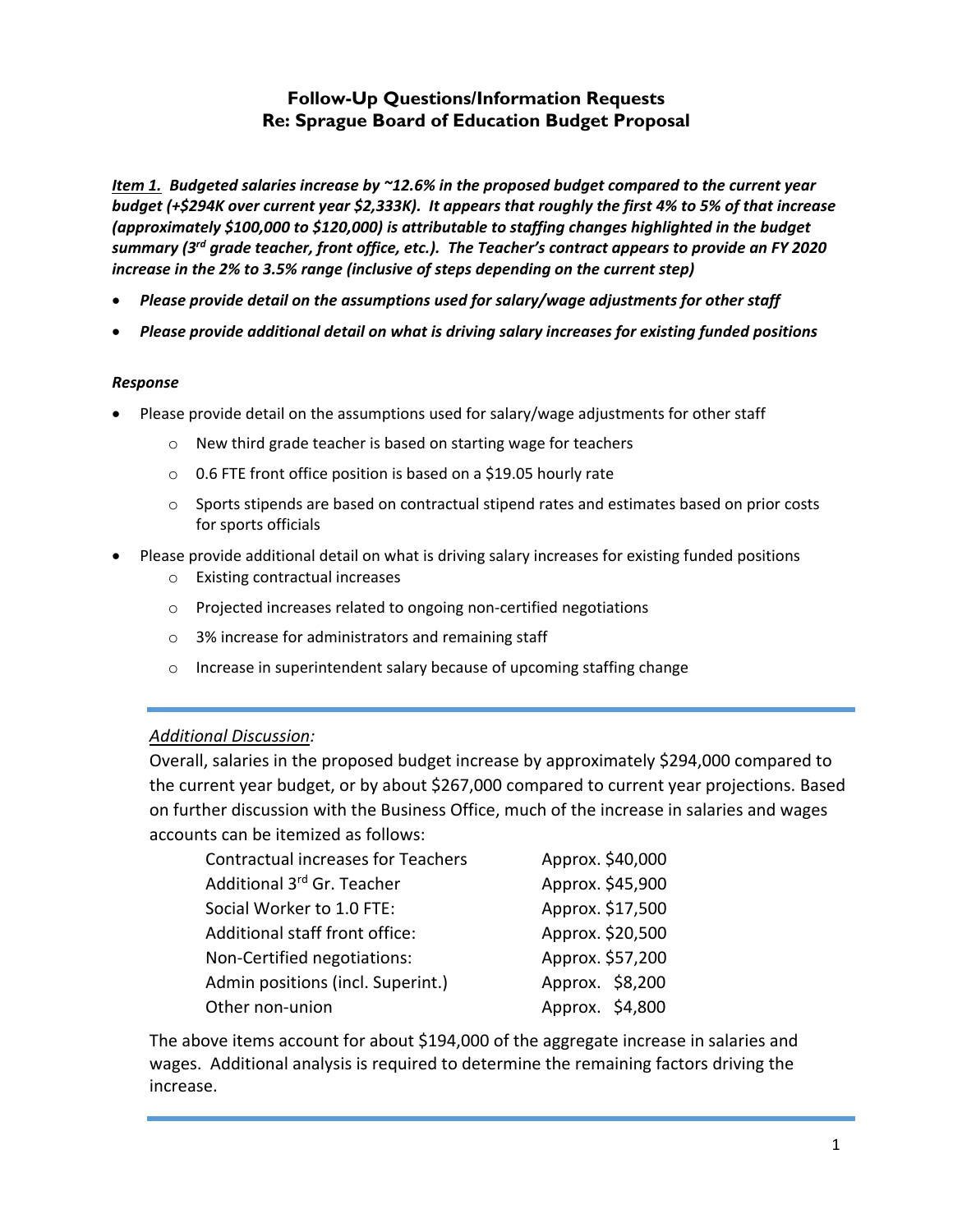# Follow-Up Questions/Information Requests
## Re: Sprague Board of Education Budget Proposal

***<u>Item 1.</u> Budgeted salaries increase by ~12.6% in the proposed budget compared to the current year budget (+$294K over current year $2,333K). It appears that roughly the first 4% to 5% of that increase (approximately $100,000 to $120,000) is attributable to staffing changes highlighted in the budget summary (3rd grade teacher, front office, etc.). The Teacher's contract appears to provide an FY 2020 increase in the 2% to 3.5% range (inclusive of steps depending on the current step)***

- ***Please provide detail on the assumptions used for salary/wage adjustments for other staff***
- ***Please provide additional detail on what is driving salary increases for existing funded positions***

***Response***

- Please provide detail on the assumptions used for salary/wage adjustments for other staff
  - New third grade teacher is based on starting wage for teachers
  - 0.6 FTE front office position is based on a $19.05 hourly rate
  - Sports stipends are based on contractual stipend rates and estimates based on prior costs for sports officials
- Please provide additional detail on what is driving salary increases for existing funded positions
  - Existing contractual increases
  - Projected increases related to ongoing non-certified negotiations
  - 3% increase for administrators and remaining staff
  - Increase in superintendent salary because of upcoming staffing change

---

*<u>Additional Discussion</u>:*

Overall, salaries in the proposed budget increase by approximately $294,000 compared to the current year budget, or by about $267,000 compared to current year projections. Based on further discussion with the Business Office, much of the increase in salaries and wages accounts can be itemized as follows:

| | |
|---|---|
| Contractual increases for Teachers | Approx. $40,000 |
| Additional 3rd Gr. Teacher | Approx. $45,900 |
| Social Worker to 1.0 FTE: | Approx. $17,500 |
| Additional staff front office: | Approx. $20,500 |
| Non-Certified negotiations: | Approx. $57,200 |
| Admin positions (incl. Superint.) | Approx. $8,200 |
| Other non-union | Approx. $4,800 |

The above items account for about $194,000 of the aggregate increase in salaries and wages. Additional analysis is required to determine the remaining factors driving the increase.

---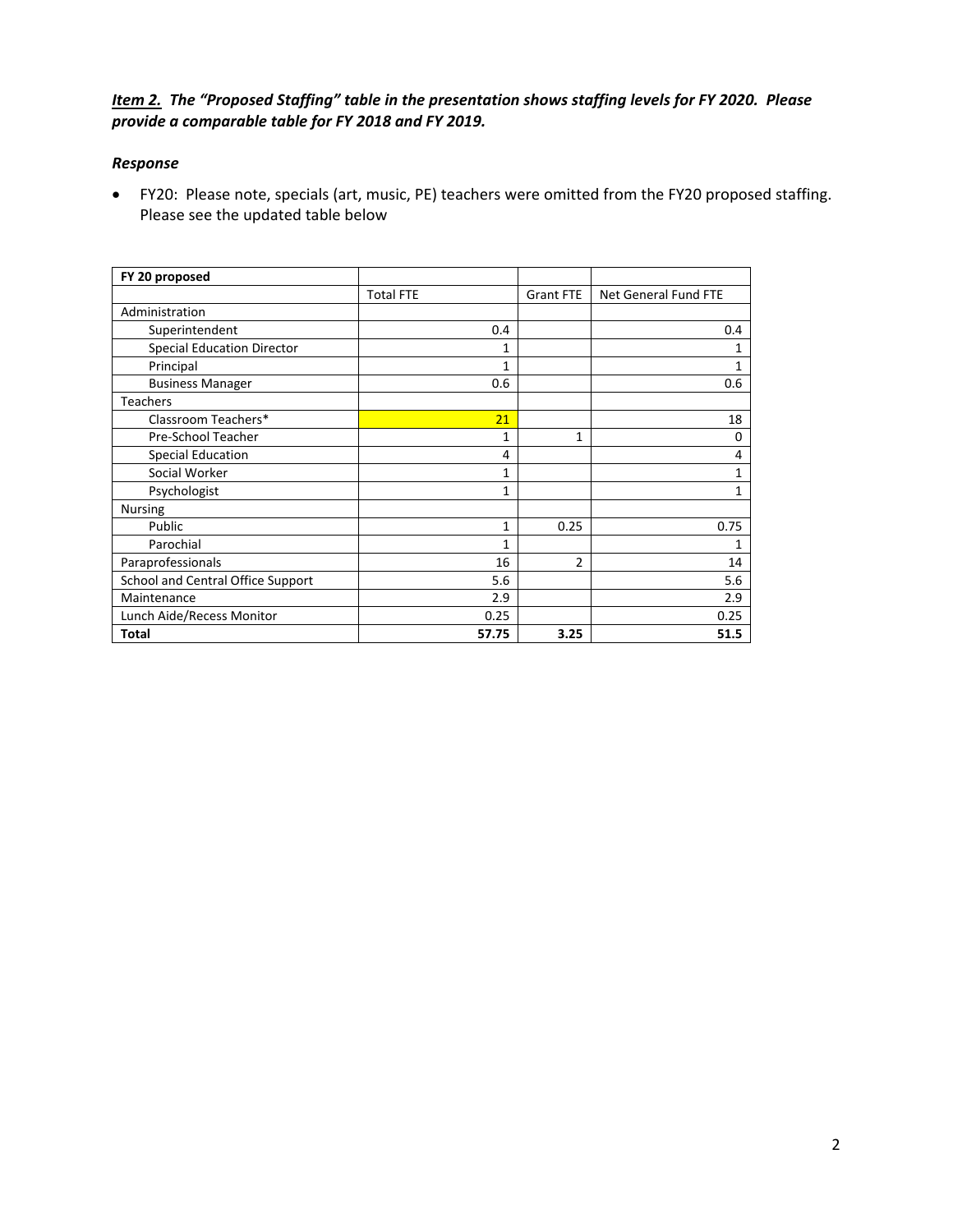***<u>Item 2.</u> The "Proposed Staffing" table in the presentation shows staffing levels for FY 2020. Please provide a comparable table for FY 2018 and FY 2019.***

***Response***

- FY20: Please note, specials (art, music, PE) teachers were omitted from the FY20 proposed staffing. Please see the updated table below

| **FY 20 proposed** | | | |
|---|---|---|---|
| | Total FTE | Grant FTE | Net General Fund FTE |
| Administration | | | |
| Superintendent | 0.4 | | 0.4 |
| Special Education Director | 1 | | 1 |
| Principal | 1 | | 1 |
| Business Manager | 0.6 | | 0.6 |
| Teachers | | | |
| Classroom Teachers* | 21 | | 18 |
| Pre-School Teacher | 1 | 1 | 0 |
| Special Education | 4 | | 4 |
| Social Worker | 1 | | 1 |
| Psychologist | 1 | | 1 |
| Nursing | | | |
| Public | 1 | 0.25 | 0.75 |
| Parochial | 1 | | 1 |
| Paraprofessionals | 16 | 2 | 14 |
| School and Central Office Support | 5.6 | | 5.6 |
| Maintenance | 2.9 | | 2.9 |
| Lunch Aide/Recess Monitor | 0.25 | | 0.25 |
| **Total** | **57.75** | **3.25** | **51.5** |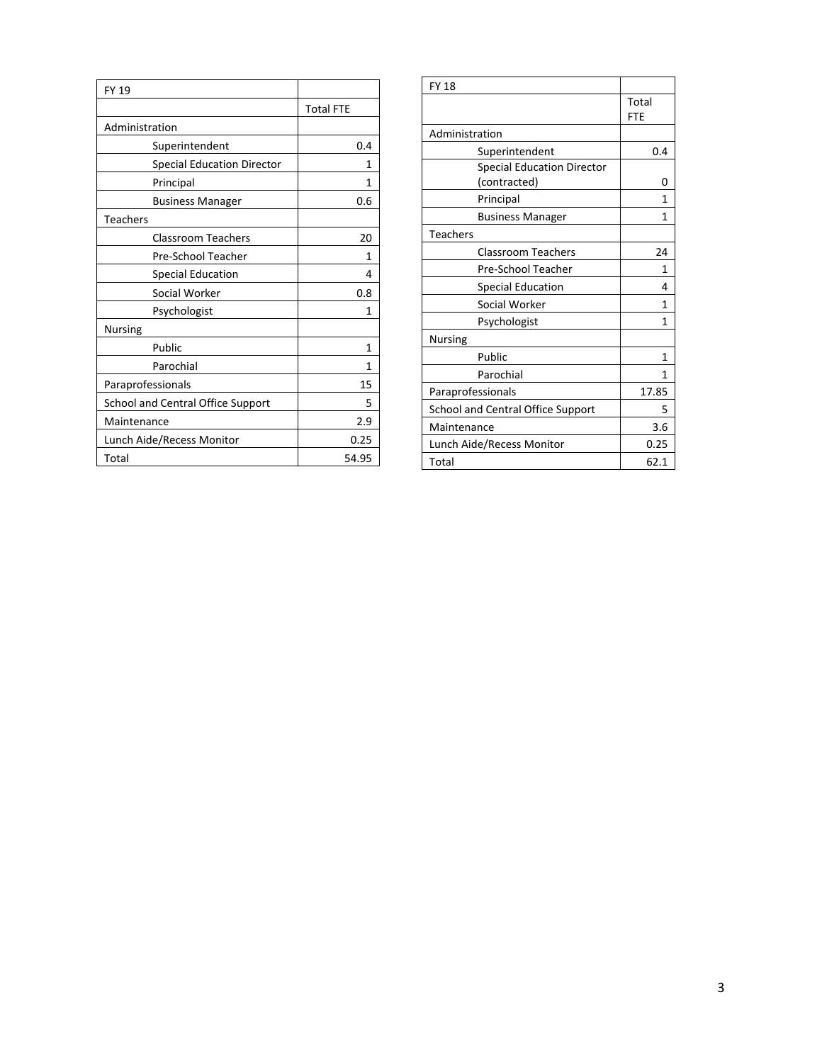| FY 19 | |
| --- | --- |
| | Total FTE |
| Administration | |
| Superintendent | 0.4 |
| Special Education Director | 1 |
| Principal | 1 |
| Business Manager | 0.6 |
| Teachers | |
| Classroom Teachers | 20 |
| Pre-School Teacher | 1 |
| Special Education | 4 |
| Social Worker | 0.8 |
| Psychologist | 1 |
| Nursing | |
| Public | 1 |
| Parochial | 1 |
| Paraprofessionals | 15 |
| School and Central Office Support | 5 |
| Maintenance | 2.9 |
| Lunch Aide/Recess Monitor | 0.25 |
| Total | 54.95 |

| FY 18 | |
| --- | --- |
| | Total FTE |
| Administration | |
| Superintendent | 0.4 |
| Special Education Director (contracted) | 0 |
| Principal | 1 |
| Business Manager | 1 |
| Teachers | |
| Classroom Teachers | 24 |
| Pre-School Teacher | 1 |
| Special Education | 4 |
| Social Worker | 1 |
| Psychologist | 1 |
| Nursing | |
| Public | 1 |
| Parochial | 1 |
| Paraprofessionals | 17.85 |
| School and Central Office Support | 5 |
| Maintenance | 3.6 |
| Lunch Aide/Recess Monitor | 0.25 |
| Total | 62.1 |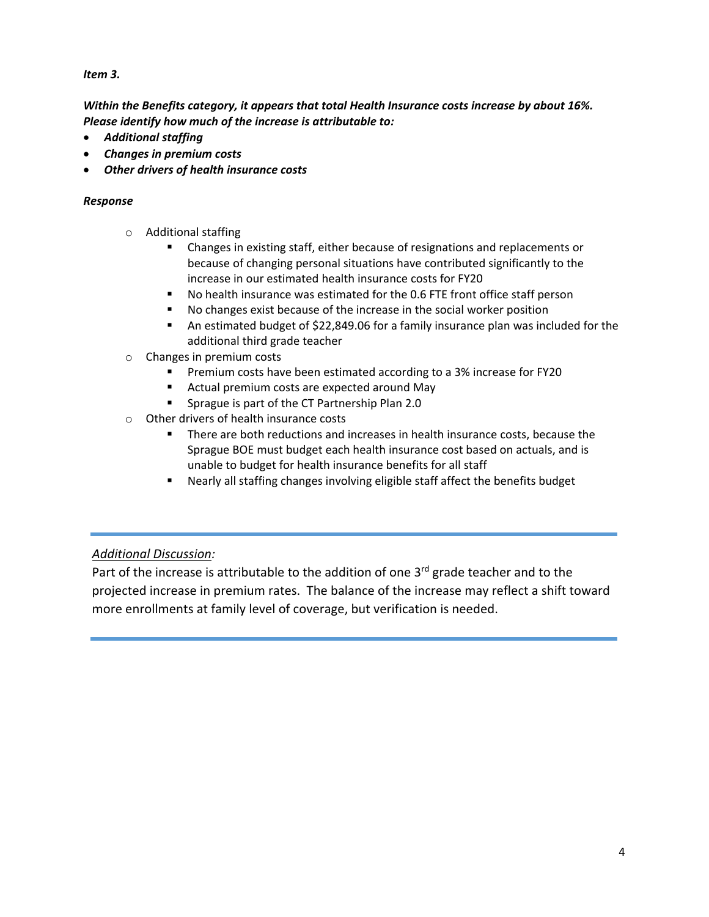***Item 3.***

***Within the Benefits category, it appears that total Health Insurance costs increase by about 16%. Please identify how much of the increase is attributable to:***

- ***Additional staffing***
- ***Changes in premium costs***
- ***Other drivers of health insurance costs***

***Response***

- Additional staffing
  - Changes in existing staff, either because of resignations and replacements or because of changing personal situations have contributed significantly to the increase in our estimated health insurance costs for FY20
  - No health insurance was estimated for the 0.6 FTE front office staff person
  - No changes exist because of the increase in the social worker position
  - An estimated budget of $22,849.06 for a family insurance plan was included for the additional third grade teacher
- Changes in premium costs
  - Premium costs have been estimated according to a 3% increase for FY20
  - Actual premium costs are expected around May
  - Sprague is part of the CT Partnership Plan 2.0
- Other drivers of health insurance costs
  - There are both reductions and increases in health insurance costs, because the Sprague BOE must budget each health insurance cost based on actuals, and is unable to budget for health insurance benefits for all staff
  - Nearly all staffing changes involving eligible staff affect the benefits budget

---

*Additional Discussion:*

Part of the increase is attributable to the addition of one 3rd grade teacher and to the projected increase in premium rates. The balance of the increase may reflect a shift toward more enrollments at family level of coverage, but verification is needed.

---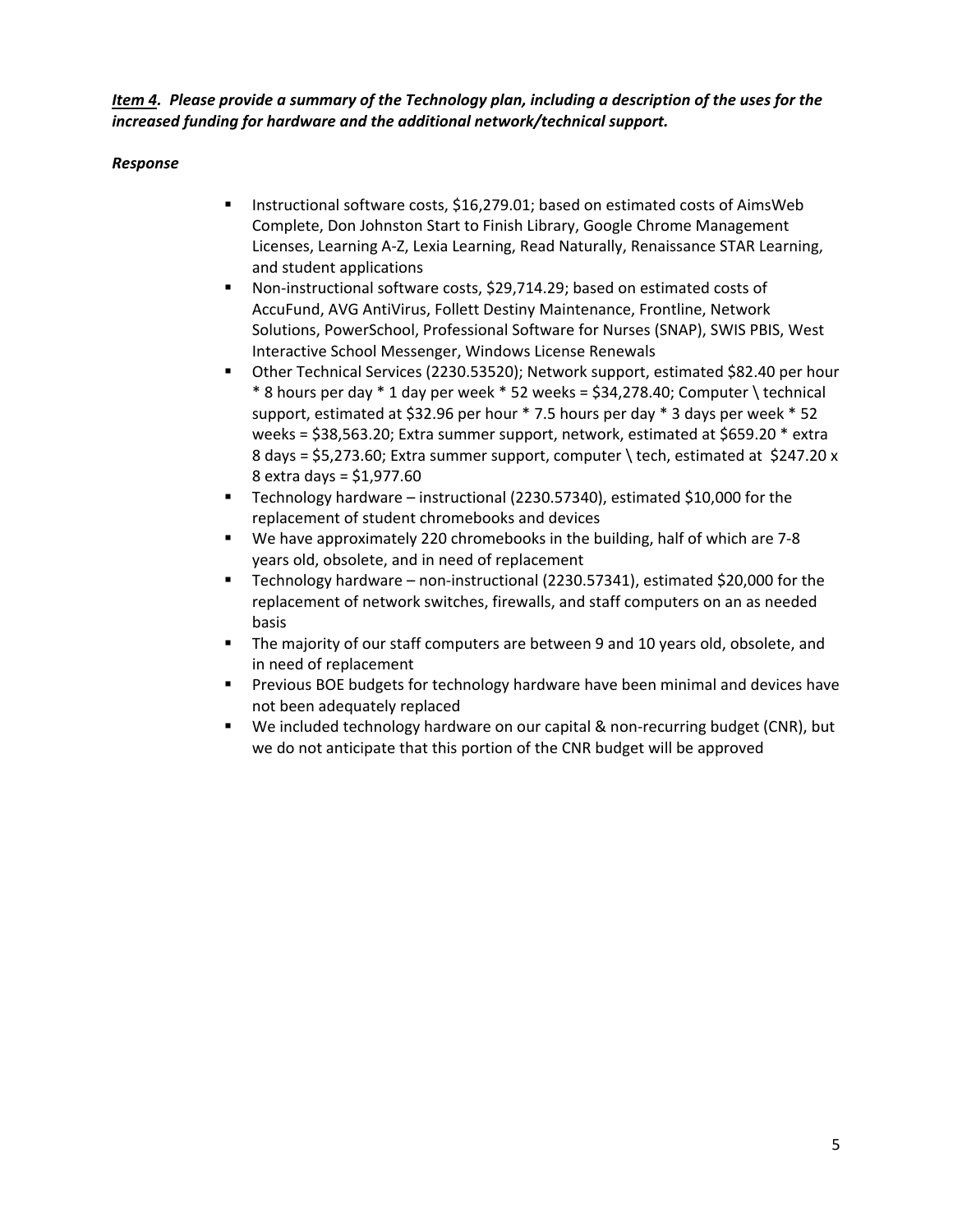***Item 4.* Please provide a summary of the Technology plan, including a description of the uses for the increased funding for hardware and the additional network/technical support.**

***Response***

- Instructional software costs, $16,279.01; based on estimated costs of AimsWeb Complete, Don Johnston Start to Finish Library, Google Chrome Management Licenses, Learning A-Z, Lexia Learning, Read Naturally, Renaissance STAR Learning, and student applications
- Non-instructional software costs, $29,714.29; based on estimated costs of AccuFund, AVG AntiVirus, Follett Destiny Maintenance, Frontline, Network Solutions, PowerSchool, Professional Software for Nurses (SNAP), SWIS PBIS, West Interactive School Messenger, Windows License Renewals
- Other Technical Services (2230.53520); Network support, estimated $82.40 per hour * 8 hours per day * 1 day per week * 52 weeks = $34,278.40; Computer \ technical support, estimated at $32.96 per hour * 7.5 hours per day * 3 days per week * 52 weeks = $38,563.20; Extra summer support, network, estimated at $659.20 * extra 8 days = $5,273.60; Extra summer support, computer \ tech, estimated at $247.20 x 8 extra days = $1,977.60
- Technology hardware – instructional (2230.57340), estimated $10,000 for the replacement of student chromebooks and devices
- We have approximately 220 chromebooks in the building, half of which are 7-8 years old, obsolete, and in need of replacement
- Technology hardware – non-instructional (2230.57341), estimated $20,000 for the replacement of network switches, firewalls, and staff computers on an as needed basis
- The majority of our staff computers are between 9 and 10 years old, obsolete, and in need of replacement
- Previous BOE budgets for technology hardware have been minimal and devices have not been adequately replaced
- We included technology hardware on our capital & non-recurring budget (CNR), but we do not anticipate that this portion of the CNR budget will be approved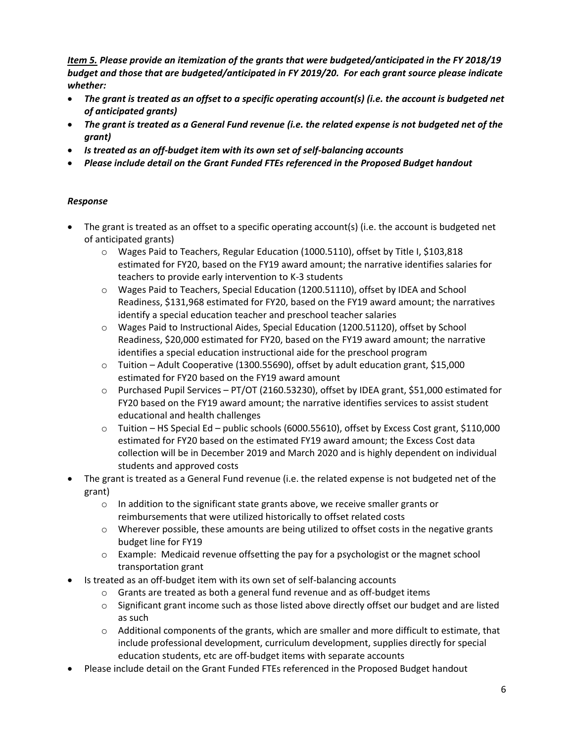***<u>Item 5.</u> Please provide an itemization of the grants that were budgeted/anticipated in the FY 2018/19 budget and those that are budgeted/anticipated in FY 2019/20. For each grant source please indicate whether:***

- ***The grant is treated as an offset to a specific operating account(s) (i.e. the account is budgeted net of anticipated grants)***
- ***The grant is treated as a General Fund revenue (i.e. the related expense is not budgeted net of the grant)***
- ***Is treated as an off-budget item with its own set of self-balancing accounts***
- ***Please include detail on the Grant Funded FTEs referenced in the Proposed Budget handout***

***Response***

- The grant is treated as an offset to a specific operating account(s) (i.e. the account is budgeted net of anticipated grants)
  - Wages Paid to Teachers, Regular Education (1000.5110), offset by Title I, $103,818 estimated for FY20, based on the FY19 award amount; the narrative identifies salaries for teachers to provide early intervention to K-3 students
  - Wages Paid to Teachers, Special Education (1200.51110), offset by IDEA and School Readiness, $131,968 estimated for FY20, based on the FY19 award amount; the narratives identify a special education teacher and preschool teacher salaries
  - Wages Paid to Instructional Aides, Special Education (1200.51120), offset by School Readiness, $20,000 estimated for FY20, based on the FY19 award amount; the narrative identifies a special education instructional aide for the preschool program
  - Tuition – Adult Cooperative (1300.55690), offset by adult education grant, $15,000 estimated for FY20 based on the FY19 award amount
  - Purchased Pupil Services – PT/OT (2160.53230), offset by IDEA grant, $51,000 estimated for FY20 based on the FY19 award amount; the narrative identifies services to assist student educational and health challenges
  - Tuition – HS Special Ed – public schools (6000.55610), offset by Excess Cost grant, $110,000 estimated for FY20 based on the estimated FY19 award amount; the Excess Cost data collection will be in December 2019 and March 2020 and is highly dependent on individual students and approved costs
- The grant is treated as a General Fund revenue (i.e. the related expense is not budgeted net of the grant)
  - In addition to the significant state grants above, we receive smaller grants or reimbursements that were utilized historically to offset related costs
  - Wherever possible, these amounts are being utilized to offset costs in the negative grants budget line for FY19
  - Example: Medicaid revenue offsetting the pay for a psychologist or the magnet school transportation grant
- Is treated as an off-budget item with its own set of self-balancing accounts
  - Grants are treated as both a general fund revenue and as off-budget items
  - Significant grant income such as those listed above directly offset our budget and are listed as such
  - Additional components of the grants, which are smaller and more difficult to estimate, that include professional development, curriculum development, supplies directly for special education students, etc are off-budget items with separate accounts
- Please include detail on the Grant Funded FTEs referenced in the Proposed Budget handout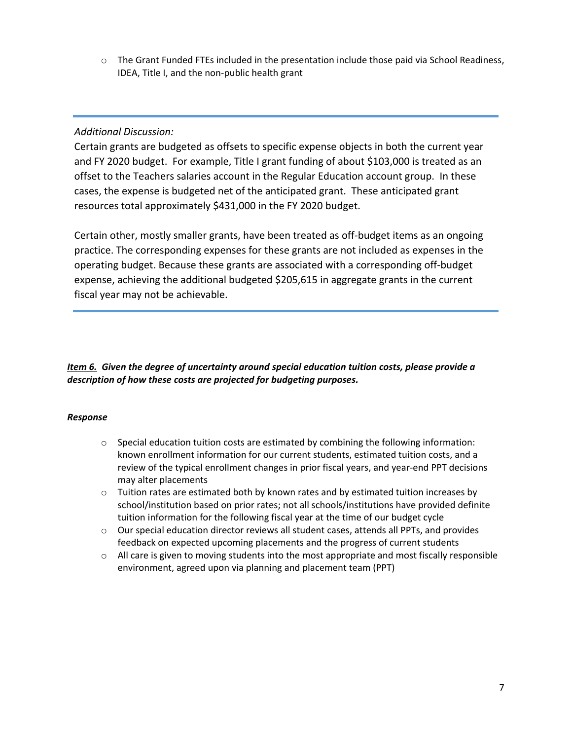- The Grant Funded FTEs included in the presentation include those paid via School Readiness, IDEA, Title I, and the non-public health grant

---

*Additional Discussion:*

Certain grants are budgeted as offsets to specific expense objects in both the current year and FY 2020 budget. For example, Title I grant funding of about $103,000 is treated as an offset to the Teachers salaries account in the Regular Education account group. In these cases, the expense is budgeted net of the anticipated grant. These anticipated grant resources total approximately $431,000 in the FY 2020 budget.

Certain other, mostly smaller grants, have been treated as off-budget items as an ongoing practice. The corresponding expenses for these grants are not included as expenses in the operating budget. Because these grants are associated with a corresponding off-budget expense, achieving the additional budgeted $205,615 in aggregate grants in the current fiscal year may not be achievable.

---

***<u>Item 6.</u> Given the degree of uncertainty around special education tuition costs, please provide a description of how these costs are projected for budgeting purposes.***

***Response***

- Special education tuition costs are estimated by combining the following information: known enrollment information for our current students, estimated tuition costs, and a review of the typical enrollment changes in prior fiscal years, and year-end PPT decisions may alter placements
- Tuition rates are estimated both by known rates and by estimated tuition increases by school/institution based on prior rates; not all schools/institutions have provided definite tuition information for the following fiscal year at the time of our budget cycle
- Our special education director reviews all student cases, attends all PPTs, and provides feedback on expected upcoming placements and the progress of current students
- All care is given to moving students into the most appropriate and most fiscally responsible environment, agreed upon via planning and placement team (PPT)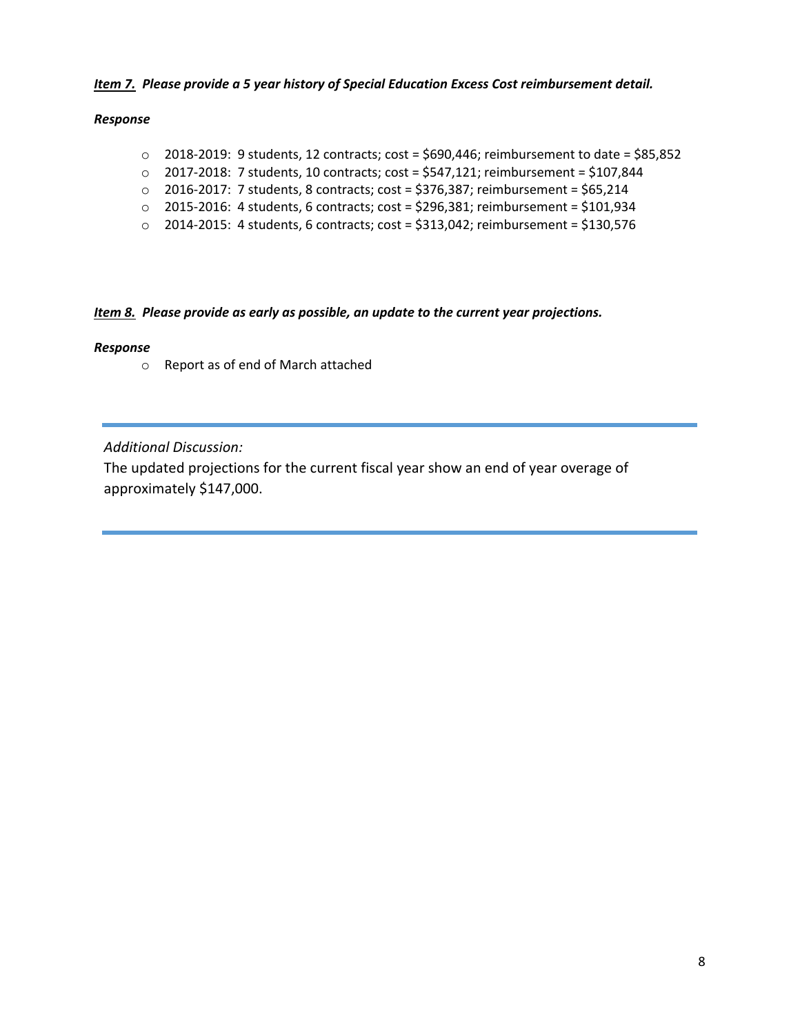***Item 7.* Please provide a 5 year history of Special Education Excess Cost reimbursement detail.**

***Response***

- 2018-2019: 9 students, 12 contracts; cost = $690,446; reimbursement to date = $85,852
- 2017-2018: 7 students, 10 contracts; cost = $547,121; reimbursement = $107,844
- 2016-2017: 7 students, 8 contracts; cost = $376,387; reimbursement = $65,214
- 2015-2016: 4 students, 6 contracts; cost = $296,381; reimbursement = $101,934
- 2014-2015: 4 students, 6 contracts; cost = $313,042; reimbursement = $130,576

***Item 8.* Please provide as early as possible, an update to the current year projections.**

***Response***

- Report as of end of March attached

---

*Additional Discussion:*

The updated projections for the current fiscal year show an end of year overage of approximately $147,000.

---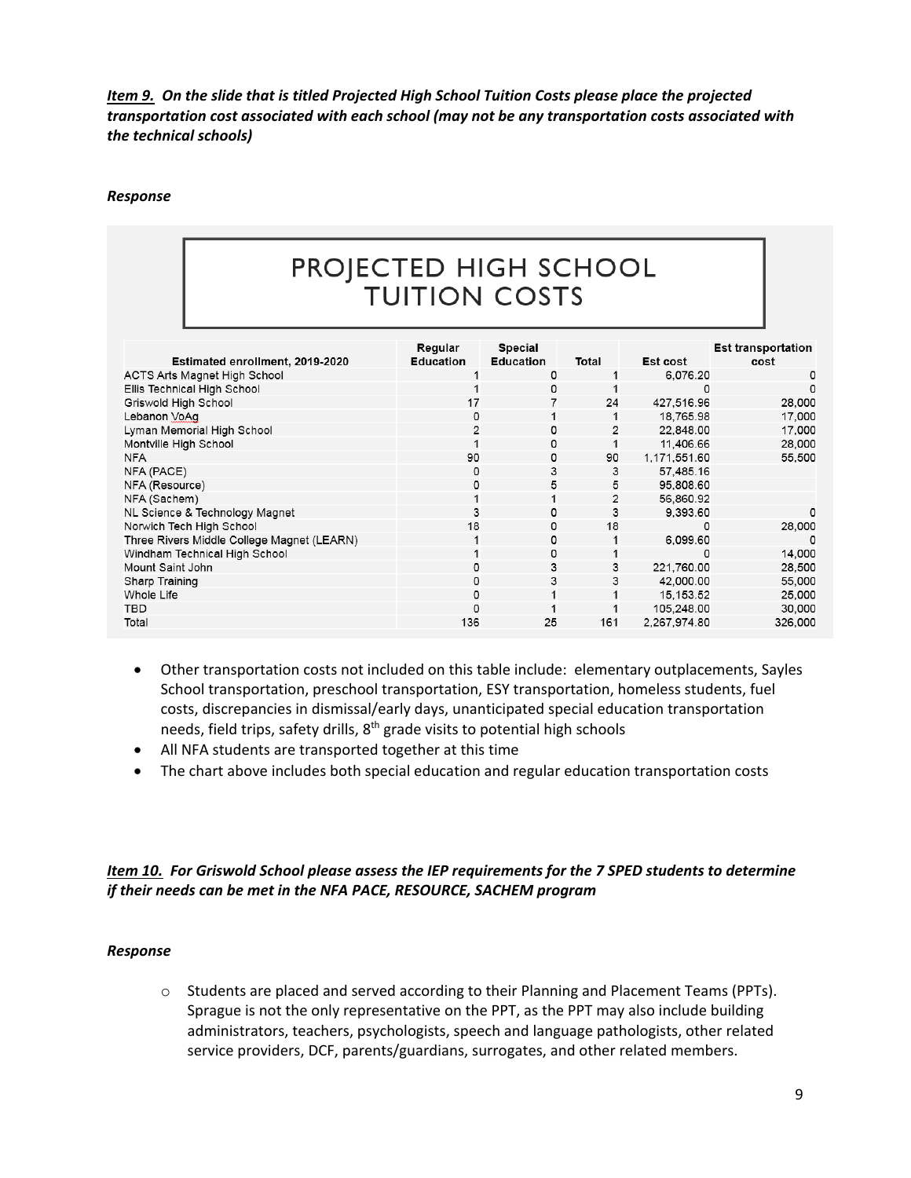***Item 9. On the slide that is titled Projected High School Tuition Costs please place the projected transportation cost associated with each school (may not be any transportation costs associated with the technical schools)***

***Response***

## PROJECTED HIGH SCHOOL TUITION COSTS

| Estimated enrollment, 2019-2020 | Regular Education | Special Education | Total | Est cost | Est transportation cost |
|---|---|---|---|---|---|
| ACTS Arts Magnet High School | 1 | 0 | 1 | 6,076.20 | 0 |
| Ellis Technical High School | 1 | 0 | 1 | 0 | 0 |
| Griswold High School | 17 | 7 | 24 | 427,516.96 | 28,000 |
| Lebanon VoAg | 0 | 1 | 1 | 18,765.98 | 17,000 |
| Lyman Memorial High School | 2 | 0 | 2 | 22,848.00 | 17,000 |
| Montville High School | 1 | 0 | 1 | 11,406.66 | 28,000 |
| NFA | 90 | 0 | 90 | 1,171,551.60 | 55,500 |
| NFA (PACE) | 0 | 3 | 3 | 57,485.16 | |
| NFA (Resource) | 0 | 5 | 5 | 95,808.60 | |
| NFA (Sachem) | 1 | 1 | 2 | 56,860.92 | |
| NL Science & Technology Magnet | 3 | 0 | 3 | 9,393.60 | 0 |
| Norwich Tech High School | 18 | 0 | 18 | 0 | 28,000 |
| Three Rivers Middle College Magnet (LEARN) | 1 | 0 | 1 | 6,099.60 | 0 |
| Windham Technical High School | 1 | 0 | 1 | 0 | 14,000 |
| Mount Saint John | 0 | 3 | 3 | 221,760.00 | 28,500 |
| Sharp Training | 0 | 3 | 3 | 42,000.00 | 55,000 |
| Whole Life | 0 | 1 | 1 | 15,153.52 | 25,000 |
| TBD | 0 | 1 | 1 | 105,248.00 | 30,000 |
| Total | 136 | 25 | 161 | 2,267,974.80 | 326,000 |

- Other transportation costs not included on this table include: elementary outplacements, Sayles School transportation, preschool transportation, ESY transportation, homeless students, fuel costs, discrepancies in dismissal/early days, unanticipated special education transportation needs, field trips, safety drills, 8th grade visits to potential high schools
- All NFA students are transported together at this time
- The chart above includes both special education and regular education transportation costs

***Item 10. For Griswold School please assess the IEP requirements for the 7 SPED students to determine if their needs can be met in the NFA PACE, RESOURCE, SACHEM program***

***Response***

- Students are placed and served according to their Planning and Placement Teams (PPTs). Sprague is not the only representative on the PPT, as the PPT may also include building administrators, teachers, psychologists, speech and language pathologists, other related service providers, DCF, parents/guardians, surrogates, and other related members.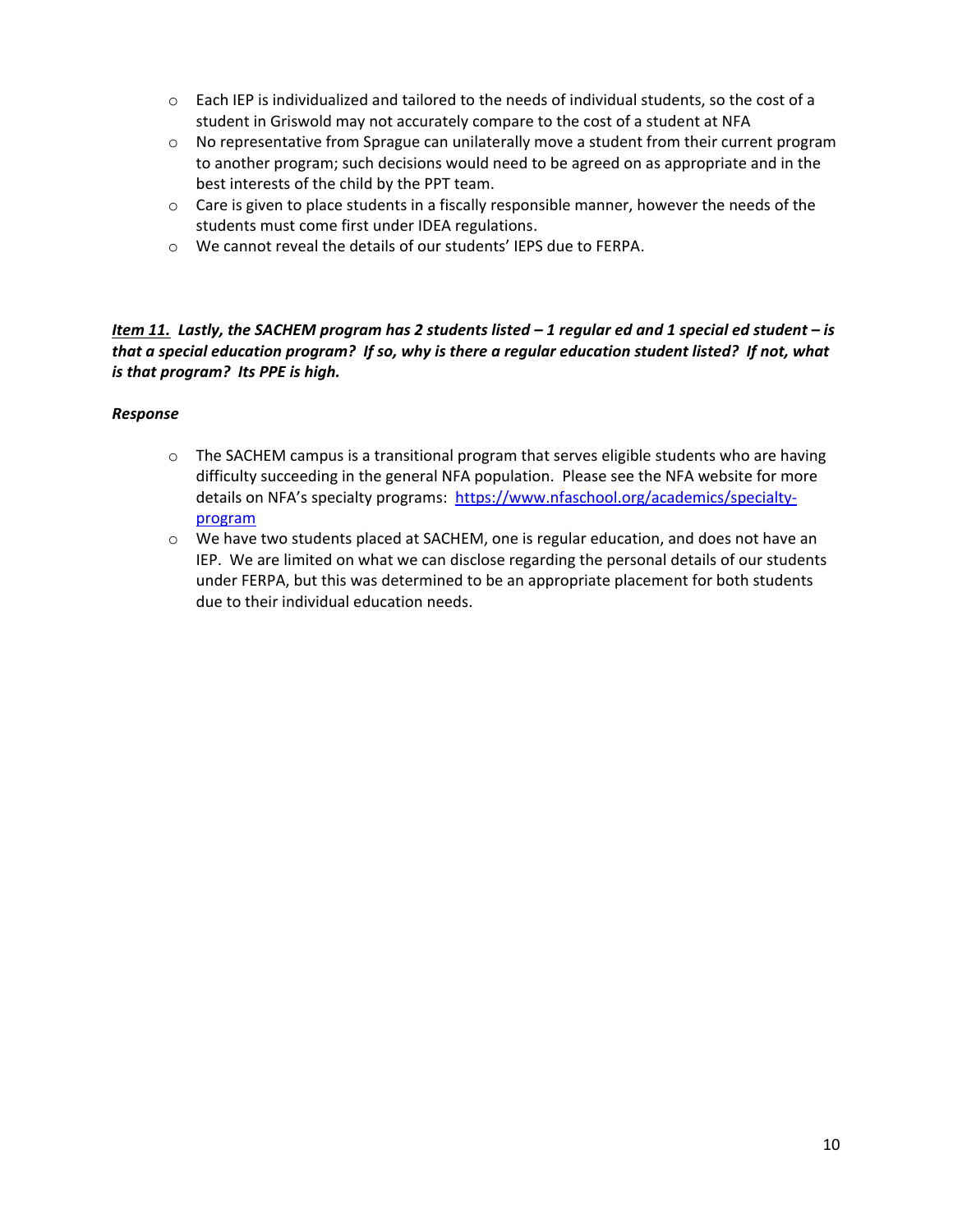- Each IEP is individualized and tailored to the needs of individual students, so the cost of a student in Griswold may not accurately compare to the cost of a student at NFA
- No representative from Sprague can unilaterally move a student from their current program to another program; such decisions would need to be agreed on as appropriate and in the best interests of the child by the PPT team.
- Care is given to place students in a fiscally responsible manner, however the needs of the students must come first under IDEA regulations.
- We cannot reveal the details of our students' IEPS due to FERPA.

***<u>Item 11.</u> Lastly, the SACHEM program has 2 students listed – 1 regular ed and 1 special ed student – is that a special education program? If so, why is there a regular education student listed? If not, what is that program? Its PPE is high.***

***Response***

- The SACHEM campus is a transitional program that serves eligible students who are having difficulty succeeding in the general NFA population. Please see the NFA website for more details on NFA's specialty programs: [https://www.nfaschool.org/academics/specialty-program](https://www.nfaschool.org/academics/specialty-program)
- We have two students placed at SACHEM, one is regular education, and does not have an IEP. We are limited on what we can disclose regarding the personal details of our students under FERPA, but this was determined to be an appropriate placement for both students due to their individual education needs.